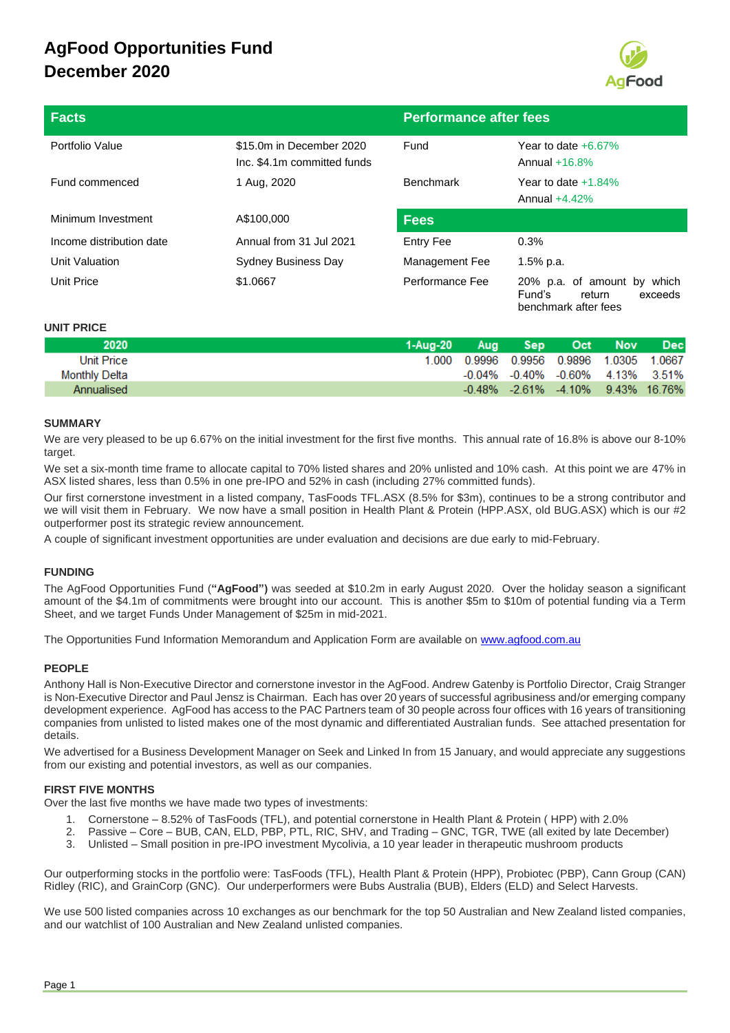# AgFood Opportunities Fund
# December 2020

| Facts | | Performance after fees | |
|---|---|---|---|
| Portfolio Value | $15.0m in December 2020<br>Inc. $4.1m committed funds | Fund | Year to date +6.67%<br>Annual +16.8% |
| Fund commenced | 1 Aug, 2020 | Benchmark | Year to date +1.84%<br>Annual +4.42% |
| Minimum Investment | A$100,000 | **Fees** | |
| Income distribution date | Annual from 31 Jul 2021 | Entry Fee | 0.3% |
| Unit Valuation | Sydney Business Day | Management Fee | 1.5% p.a. |
| Unit Price | $1.0667 | Performance Fee | 20% p.a. of amount by which Fund's return exceeds benchmark after fees |

**UNIT PRICE**

| 2020 | 1-Aug-20 | Aug | Sep | Oct | Nov | Dec |
|---|---|---|---|---|---|---|
| Unit Price | 1.000 | 0.9996 | 0.9956 | 0.9896 | 1.0305 | 1.0667 |
| Monthly Delta | | -0.04% | -0.40% | -0.60% | 4.13% | 3.51% |
| Annualised | | -0.48% | -2.61% | -4.10% | 9.43% | 16.76% |

**SUMMARY**

We are very pleased to be up 6.67% on the initial investment for the first five months. This annual rate of 16.8% is above our 8-10% target.

We set a six-month time frame to allocate capital to 70% listed shares and 20% unlisted and 10% cash. At this point we are 47% in ASX listed shares, less than 0.5% in one pre-IPO and 52% in cash (including 27% committed funds).

Our first cornerstone investment in a listed company, TasFoods TFL.ASX (8.5% for $3m), continues to be a strong contributor and we will visit them in February. We now have a small position in Health Plant & Protein (HPP.ASX, old BUG.ASX) which is our #2 outperformer post its strategic review announcement.

A couple of significant investment opportunities are under evaluation and decisions are due early to mid-February.

**FUNDING**

The AgFood Opportunities Fund (**"AgFood")** was seeded at $10.2m in early August 2020. Over the holiday season a significant amount of the $4.1m of commitments were brought into our account. This is another $5m to $10m of potential funding via a Term Sheet, and we target Funds Under Management of $25m in mid-2021.

The Opportunities Fund Information Memorandum and Application Form are available on [www.agfood.com.au](www.agfood.com.au)

**PEOPLE**

Anthony Hall is Non-Executive Director and cornerstone investor in the AgFood. Andrew Gatenby is Portfolio Director, Craig Stranger is Non-Executive Director and Paul Jensz is Chairman. Each has over 20 years of successful agribusiness and/or emerging company development experience. AgFood has access to the PAC Partners team of 30 people across four offices with 16 years of transitioning companies from unlisted to listed makes one of the most dynamic and differentiated Australian funds. See attached presentation for details.

We advertised for a Business Development Manager on Seek and Linked In from 15 January, and would appreciate any suggestions from our existing and potential investors, as well as our companies.

**FIRST FIVE MONTHS**

Over the last five months we have made two types of investments:

1. Cornerstone – 8.52% of TasFoods (TFL), and potential cornerstone in Health Plant & Protein ( HPP) with 2.0%
2. Passive – Core – BUB, CAN, ELD, PBP, PTL, RIC, SHV, and Trading – GNC, TGR, TWE (all exited by late December)
3. Unlisted – Small position in pre-IPO investment Mycolivia, a 10 year leader in therapeutic mushroom products

Our outperforming stocks in the portfolio were: TasFoods (TFL), Health Plant & Protein (HPP), Probiotec (PBP), Cann Group (CAN) Ridley (RIC), and GrainCorp (GNC). Our underperformers were Bubs Australia (BUB), Elders (ELD) and Select Harvests.

We use 500 listed companies across 10 exchanges as our benchmark for the top 50 Australian and New Zealand listed companies, and our watchlist of 100 Australian and New Zealand unlisted companies.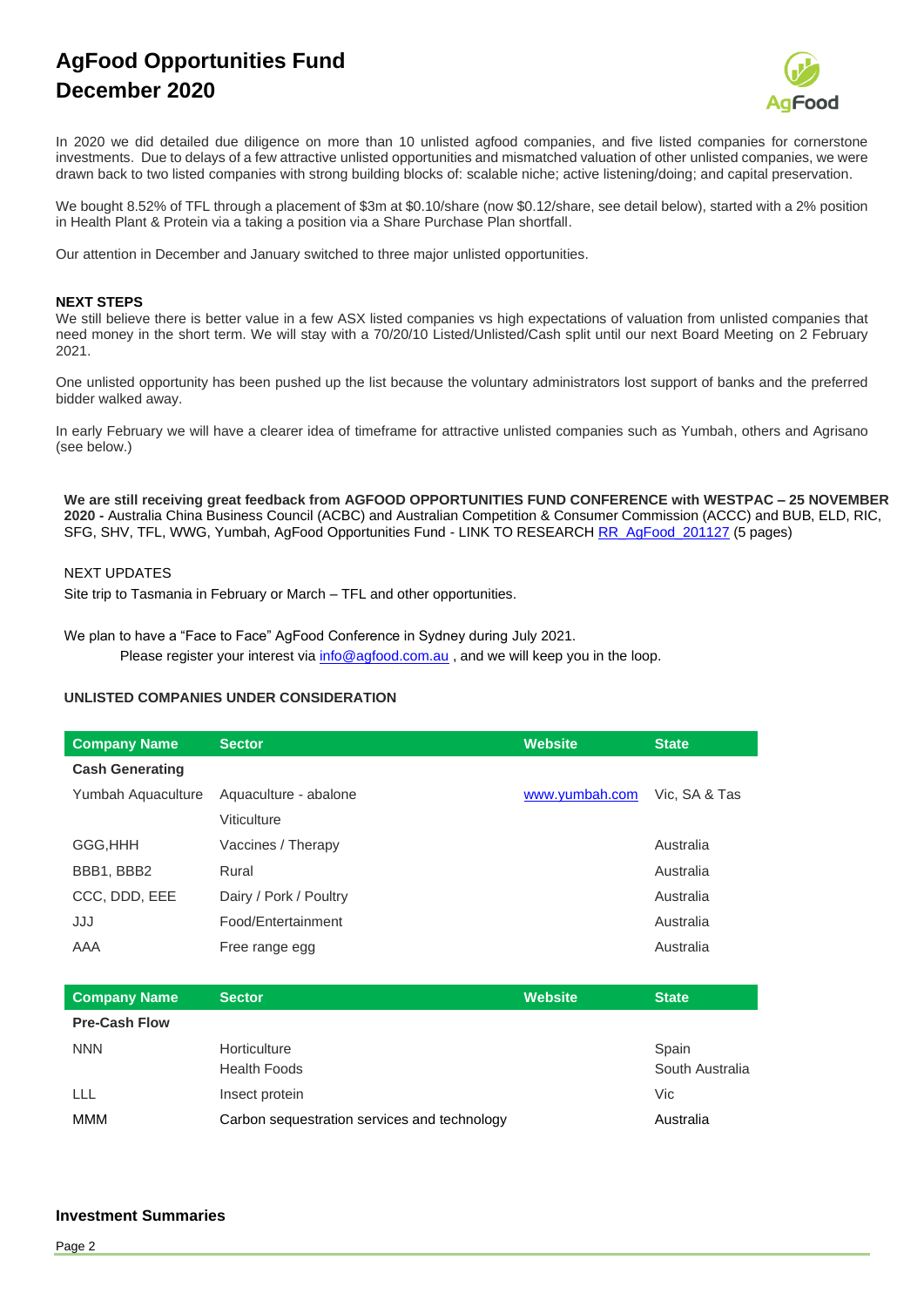# AgFood Opportunities Fund
# December 2020

In 2020 we did detailed due diligence on more than 10 unlisted agfood companies, and five listed companies for cornerstone investments. Due to delays of a few attractive unlisted opportunities and mismatched valuation of other unlisted companies, we were drawn back to two listed companies with strong building blocks of: scalable niche; active listening/doing; and capital preservation.

We bought 8.52% of TFL through a placement of $3m at $0.10/share (now $0.12/share, see detail below), started with a 2% position in Health Plant & Protein via a taking a position via a Share Purchase Plan shortfall.

Our attention in December and January switched to three major unlisted opportunities.

**NEXT STEPS**

We still believe there is better value in a few ASX listed companies vs high expectations of valuation from unlisted companies that need money in the short term. We will stay with a 70/20/10 Listed/Unlisted/Cash split until our next Board Meeting on 2 February 2021.

One unlisted opportunity has been pushed up the list because the voluntary administrators lost support of banks and the preferred bidder walked away.

In early February we will have a clearer idea of timeframe for attractive unlisted companies such as Yumbah, others and Agrisano (see below.)

**We are still receiving great feedback from AGFOOD OPPORTUNITIES FUND CONFERENCE with WESTPAC – 25 NOVEMBER 2020 -** Australia China Business Council (ACBC) and Australian Competition & Consumer Commission (ACCC) and BUB, ELD, RIC, SFG, SHV, TFL, WWG, Yumbah, AgFood Opportunities Fund - LINK TO RESEARCH RR_AgFood_201127 (5 pages)

NEXT UPDATES

Site trip to Tasmania in February or March – TFL and other opportunities.

We plan to have a "Face to Face" AgFood Conference in Sydney during July 2021.
Please register your interest via info@agfood.com.au , and we will keep you in the loop.

**UNLISTED COMPANIES UNDER CONSIDERATION**

| Company Name | Sector | Website | State |
|---|---|---|---|
| **Cash Generating** | | | |
| Yumbah Aquaculture | Aquaculture - abalone | www.yumbah.com | Vic, SA & Tas |
| | Viticulture | | |
| GGG,HHH | Vaccines / Therapy | | Australia |
| BBB1, BBB2 | Rural | | Australia |
| CCC, DDD, EEE | Dairy / Pork / Poultry | | Australia |
| JJJ | Food/Entertainment | | Australia |
| AAA | Free range egg | | Australia |

| Company Name | Sector | Website | State |
|---|---|---|---|
| **Pre-Cash Flow** | | | |
| NNN | Horticulture<br>Health Foods | | Spain<br>South Australia |
| LLL | Insect protein | | Vic |
| MMM | Carbon sequestration services and technology | | Australia |

**Investment Summaries**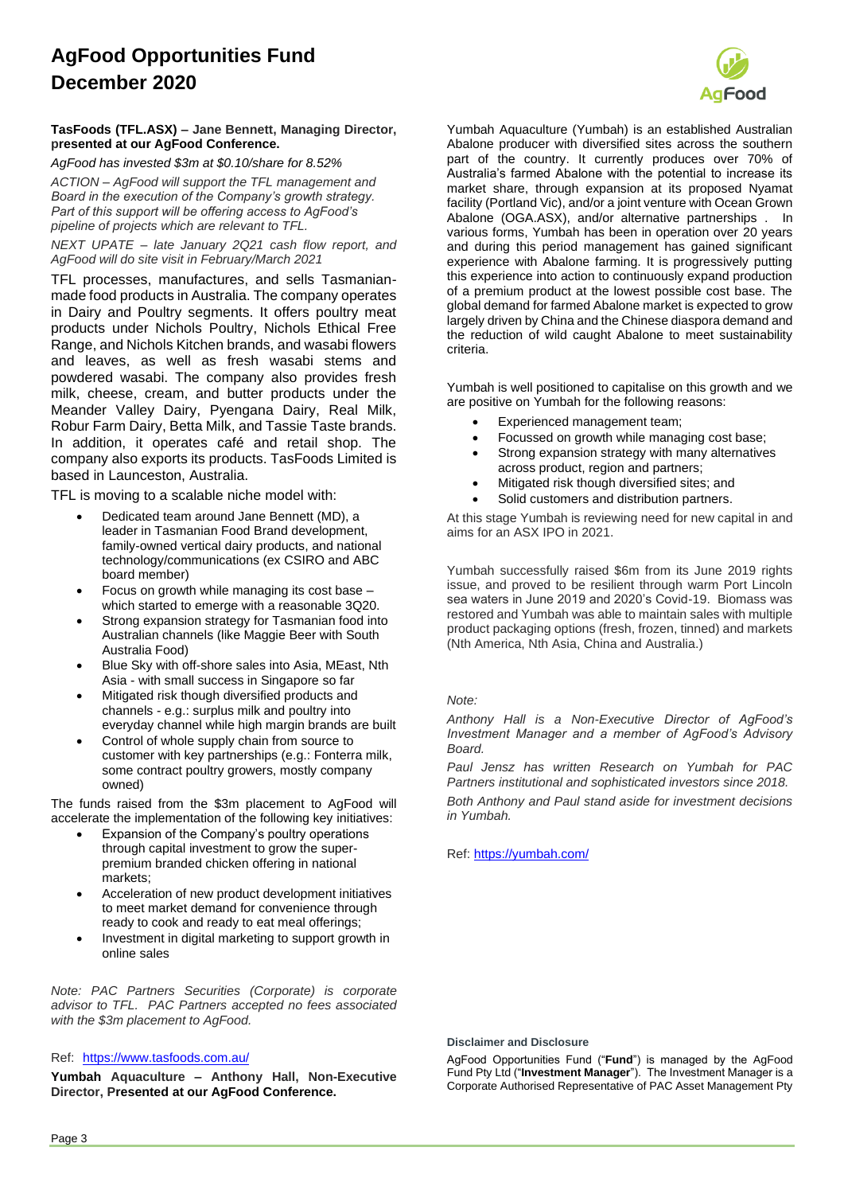**TasFoods (TFL.ASX) – Jane Bennett, Managing Director, presented at our AgFood Conference.**

*AgFood has invested $3m at $0.10/share for 8.52%*

*ACTION – AgFood will support the TFL management and Board in the execution of the Company's growth strategy. Part of this support will be offering access to AgFood's pipeline of projects which are relevant to TFL.*

*NEXT UPATE – late January 2Q21 cash flow report, and AgFood will do site visit in February/March 2021*

TFL processes, manufactures, and sells Tasmanian-made food products in Australia. The company operates in Dairy and Poultry segments. It offers poultry meat products under Nichols Poultry, Nichols Ethical Free Range, and Nichols Kitchen brands, and wasabi flowers and leaves, as well as fresh wasabi stems and powdered wasabi. The company also provides fresh milk, cheese, cream, and butter products under the Meander Valley Dairy, Pyengana Dairy, Real Milk, Robur Farm Dairy, Betta Milk, and Tassie Taste brands. In addition, it operates café and retail shop. The company also exports its products. TasFoods Limited is based in Launceston, Australia.

TFL is moving to a scalable nice model with:

- Dedicated team around Jane Bennett (MD), a leader in Tasmanian Food Brand development, family-owned vertical dairy products, and national technology/communications (ex CSIRO and ABC board member)
- Focus on growth while managing its cost base – which started to emerge with a reasonable 3Q20.
- Strong expansion strategy for Tasmanian food into Australian channels (like Maggie Beer with South Australia Food)
- Blue Sky with off-shore sales into Asia, MEast, Nth Asia - with small success in Singapore so far
- Mitigated risk though diversified products and channels - e.g.: surplus milk and poultry into everyday channel while high margin brands are built
- Control of whole supply chain from source to customer with key partnerships (e.g.: Fonterra milk, some contract poultry growers, mostly company owned)

The funds raised from the $3m placement to AgFood will accelerate the implementation of the following key initiatives:

- Expansion of the Company's poultry operations through capital investment to grow the super-premium branded chicken offering in national markets;
- Acceleration of new product development initiatives to meet market demand for convenience through ready to cook and ready to eat meal offerings;
- Investment in digital marketing to support growth in online sales

*Note: PAC Partners Securities (Corporate) is corporate advisor to TFL. PAC Partners accepted no fees associated with the $3m placement to AgFood.*

Ref: [https://www.tasfoods.com.au/](https://www.tasfoods.com.au/)

**Yumbah Aquaculture – Anthony Hall, Non-Executive Director, Presented at our AgFood Conference.**

Yumbah Aquaculture (Yumbah) is an established Australian Abalone producer with diversified sites across the southern part of the country. It currently produces over 70% of Australia's farmed Abalone with the potential to increase its market share, through expansion at its proposed Nyamat facility (Portland Vic), and/or a joint venture with Ocean Grown Abalone (OGA.ASX), and/or alternative partnerships . In various forms, Yumbah has been in operation over 20 years and during this period management has gained significant experience with Abalone farming. It is progressively putting this experience into action to continuously expand production of a premium product at the lowest possible cost base. The global demand for farmed Abalone market is expected to grow largely driven by China and the Chinese diaspora demand and the reduction of wild caught Abalone to meet sustainability criteria.

Yumbah is well positioned to capitalise on this growth and we are positive on Yumbah for the following reasons:

- Experienced management team;
- Focussed on growth while managing cost base;
- Strong expansion strategy with many alternatives across product, region and partners;
- Mitigated risk though diversified sites; and
- Solid customers and distribution partners.

At this stage Yumbah is reviewing need for new capital in and aims for an ASX IPO in 2021.

Yumbah successfully raised $6m from its June 2019 rights issue, and proved to be resilient through warm Port Lincoln sea waters in June 2019 and 2020's Covid-19. Biomass was restored and Yumbah was able to maintain sales with multiple product packaging options (fresh, frozen, tinned) and markets (Nth America, Nth Asia, China and Australia.)

*Note:*

*Anthony Hall is a Non-Executive Director of AgFood's Investment Manager and a member of AgFood's Advisory Board.*

*Paul Jensz has written Research on Yumbah for PAC Partners institutional and sophisticated investors since 2018.*

*Both Anthony and Paul stand aside for investment decisions in Yumbah.*

Ref: [https://yumbah.com/](https://yumbah.com/)

**Disclaimer and Disclosure**

AgFood Opportunities Fund ("**Fund**") is managed by the AgFood Fund Pty Ltd ("**Investment Manager**"). The Investment Manager is a Corporate Authorised Representative of PAC Asset Management Pty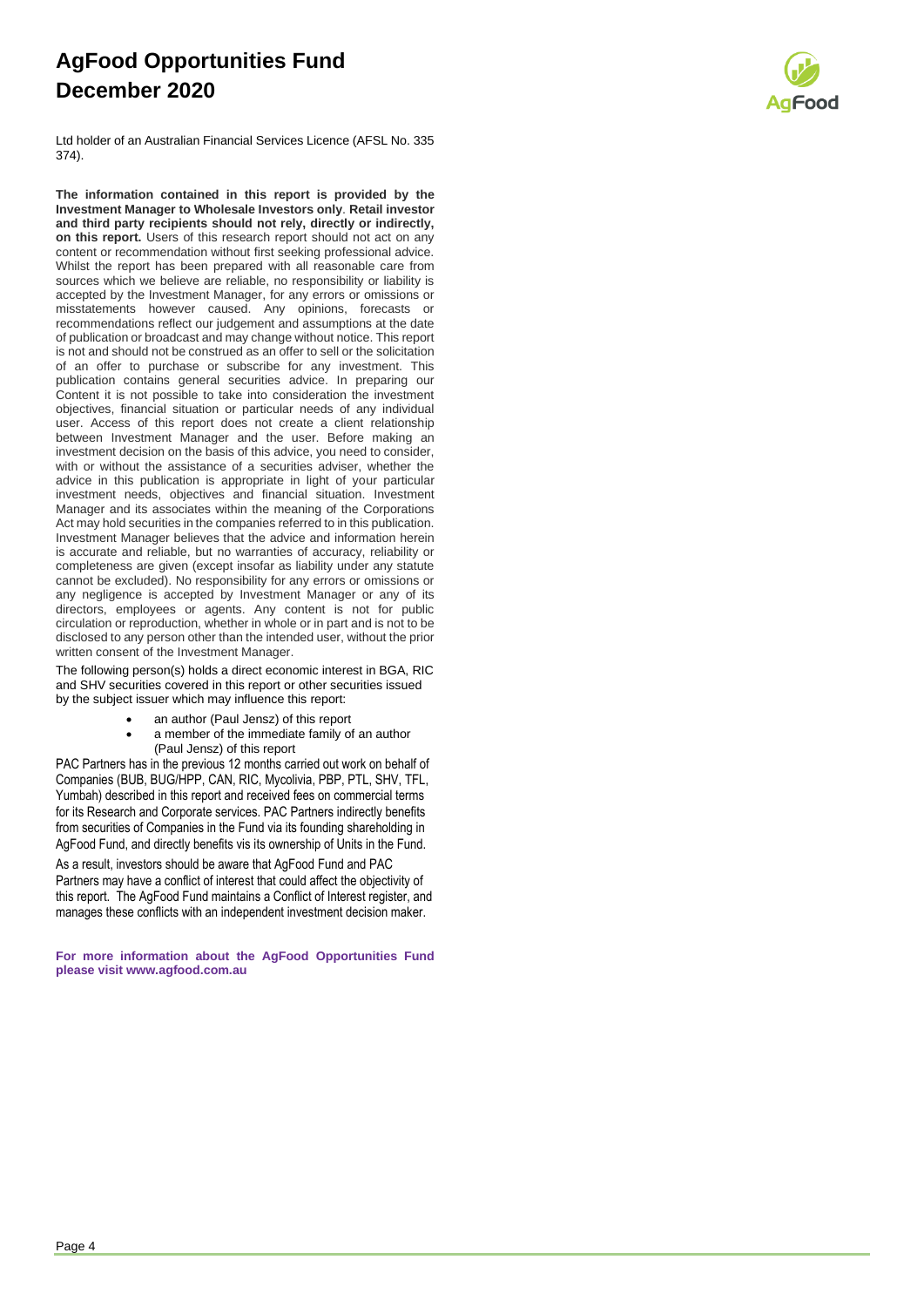Ltd holder of an Australian Financial Services Licence (AFSL No. 335 374).

**The information contained in this report is provided by the Investment Manager to Wholesale Investors only**. **Retail investor and third party recipients should not rely, directly or indirectly, on this report.** Users of this research report should not act on any content or recommendation without first seeking professional advice. Whilst the report has been prepared with all reasonable care from sources which we believe are reliable, no responsibility or liability is accepted by the Investment Manager, for any errors or omissions or misstatements however caused. Any opinions, forecasts or recommendations reflect our judgement and assumptions at the date of publication or broadcast and may change without notice. This report is not and should not be construed as an offer to sell or the solicitation of an offer to purchase or subscribe for any investment. This publication contains general securities advice. In preparing our Content it is not possible to take into consideration the investment objectives, financial situation or particular needs of any individual user. Access of this report does not create a client relationship between Investment Manager and the user. Before making an investment decision on the basis of this advice, you need to consider, with or without the assistance of a securities adviser, whether the advice in this publication is appropriate in light of your particular investment needs, objectives and financial situation. Investment Manager and its associates within the meaning of the Corporations Act may hold securities in the companies referred to in this publication. Investment Manager believes that the advice and information herein is accurate and reliable, but no warranties of accuracy, reliability or completeness are given (except insofar as liability under any statute cannot be excluded). No responsibility for any errors or omissions or any negligence is accepted by Investment Manager or any of its directors, employees or agents. Any content is not for public circulation or reproduction, whether in whole or in part and is not to be disclosed to any person other than the intended user, without the prior written consent of the Investment Manager.

The following person(s) holds a direct economic interest in BGA, RIC and SHV securities covered in this report or other securities issued by the subject issuer which may influence this report:

- an author (Paul Jensz) of this report
- a member of the immediate family of an author (Paul Jensz) of this report

PAC Partners has in the previous 12 months carried out work on behalf of Companies (BUB, BUG/HPP, CAN, RIC, Mycolivia, PBP, PTL, SHV, TFL, Yumbah) described in this report and received fees on commercial terms for its Research and Corporate services. PAC Partners indirectly benefits from securities of Companies in the Fund via its founding shareholding in AgFood Fund, and directly benefits vis its ownership of Units in the Fund.

As a result, investors should be aware that AgFood Fund and PAC Partners may have a conflict of interest that could affect the objectivity of this report. The AgFood Fund maintains a Conflict of Interest register, and manages these conflicts with an independent investment decision maker.

**For more information about the AgFood Opportunities Fund please visit www.agfood.com.au**